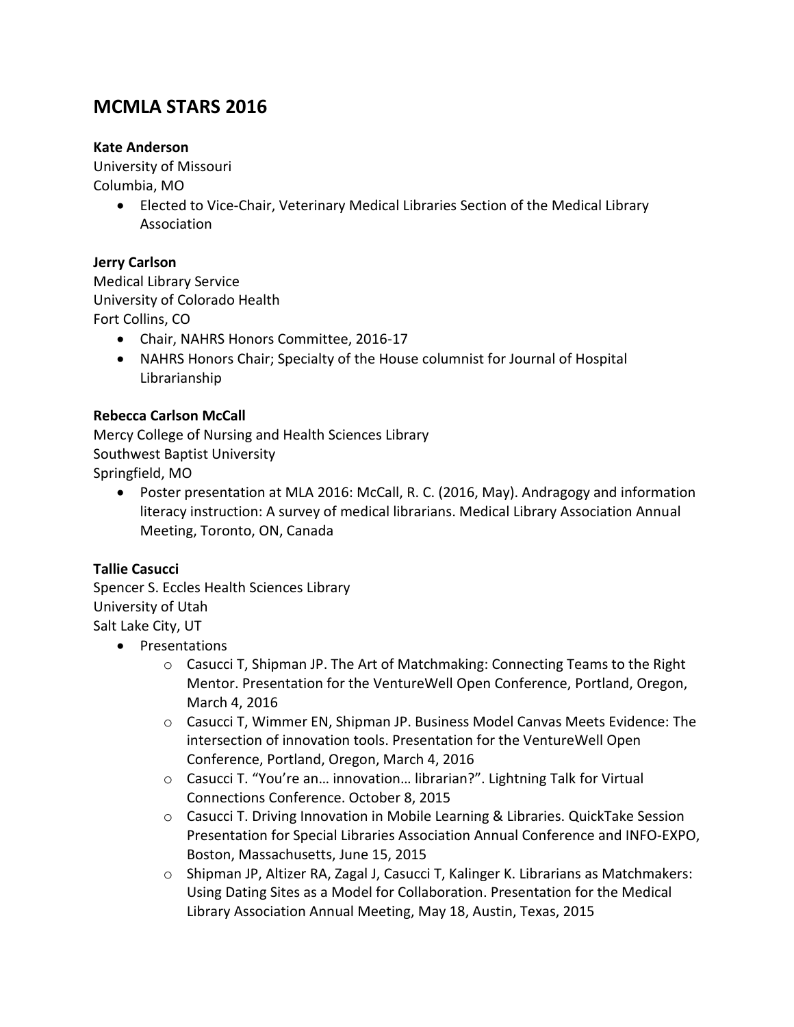# MCMLA STARS 2016

**Kate Anderson**
University of Missouri
Columbia, MO

- Elected to Vice-Chair, Veterinary Medical Libraries Section of the Medical Library Association

**Jerry Carlson**
Medical Library Service
University of Colorado Health
Fort Collins, CO

- Chair, NAHRS Honors Committee, 2016-17
- NAHRS Honors Chair; Specialty of the House columnist for Journal of Hospital Librarianship

**Rebecca Carlson McCall**
Mercy College of Nursing and Health Sciences Library
Southwest Baptist University
Springfield, MO

- Poster presentation at MLA 2016: McCall, R. C. (2016, May). Andragogy and information literacy instruction: A survey of medical librarians. Medical Library Association Annual Meeting, Toronto, ON, Canada

**Tallie Casucci**
Spencer S. Eccles Health Sciences Library
University of Utah
Salt Lake City, UT

- Presentations
    - Casucci T, Shipman JP. The Art of Matchmaking: Connecting Teams to the Right Mentor. Presentation for the VentureWell Open Conference, Portland, Oregon, March 4, 2016
    - Casucci T, Wimmer EN, Shipman JP. Business Model Canvas Meets Evidence: The intersection of innovation tools. Presentation for the VentureWell Open Conference, Portland, Oregon, March 4, 2016
    - Casucci T. "You're an… innovation… librarian?". Lightning Talk for Virtual Connections Conference. October 8, 2015
    - Casucci T. Driving Innovation in Mobile Learning & Libraries. QuickTake Session Presentation for Special Libraries Association Annual Conference and INFO-EXPO, Boston, Massachusetts, June 15, 2015
    - Shipman JP, Altizer RA, Zagal J, Casucci T, Kalinger K. Librarians as Matchmakers: Using Dating Sites as a Model for Collaboration. Presentation for the Medical Library Association Annual Meeting, May 18, Austin, Texas, 2015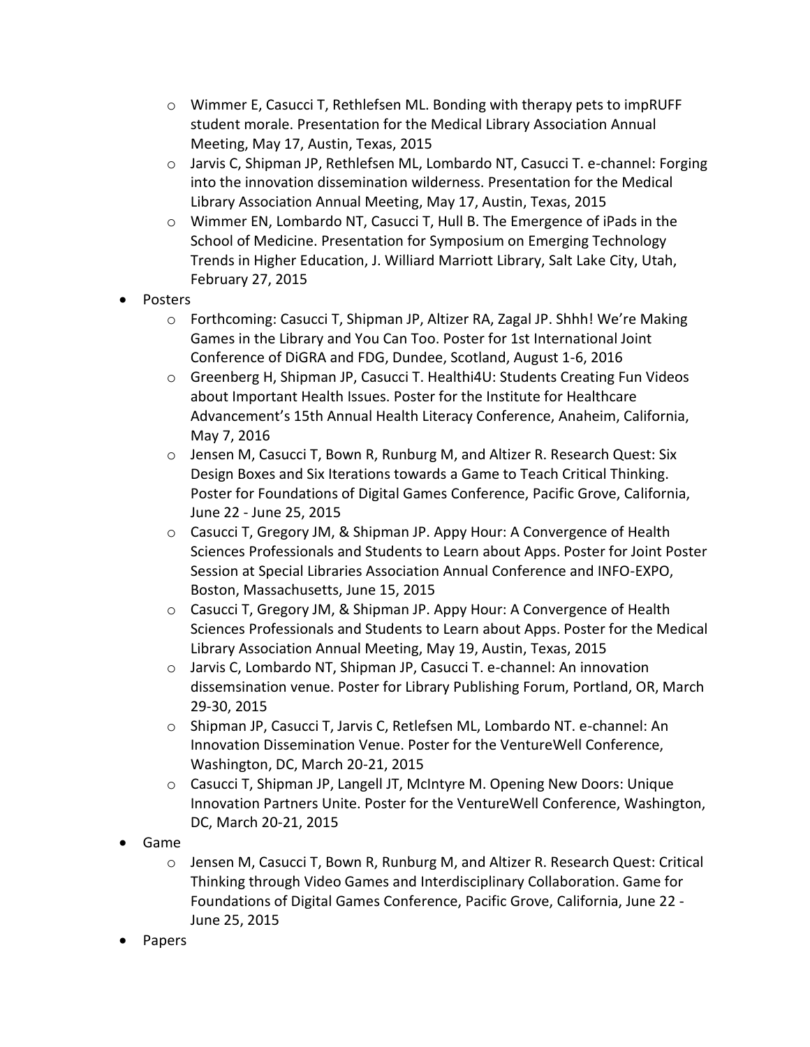- Wimmer E, Casucci T, Rethlefsen ML. Bonding with therapy pets to impRUFF student morale. Presentation for the Medical Library Association Annual Meeting, May 17, Austin, Texas, 2015
  - Jarvis C, Shipman JP, Rethlefsen ML, Lombardo NT, Casucci T. e-channel: Forging into the innovation dissemination wilderness. Presentation for the Medical Library Association Annual Meeting, May 17, Austin, Texas, 2015
  - Wimmer EN, Lombardo NT, Casucci T, Hull B. The Emergence of iPads in the School of Medicine. Presentation for Symposium on Emerging Technology Trends in Higher Education, J. Williard Marriott Library, Salt Lake City, Utah, February 27, 2015
- Posters
  - Forthcoming: Casucci T, Shipman JP, Altizer RA, Zagal JP. Shhh! We're Making Games in the Library and You Can Too. Poster for 1st International Joint Conference of DiGRA and FDG, Dundee, Scotland, August 1-6, 2016
  - Greenberg H, Shipman JP, Casucci T. Healthi4U: Students Creating Fun Videos about Important Health Issues. Poster for the Institute for Healthcare Advancement's 15th Annual Health Literacy Conference, Anaheim, California, May 7, 2016
  - Jensen M, Casucci T, Bown R, Runburg M, and Altizer R. Research Quest: Six Design Boxes and Six Iterations towards a Game to Teach Critical Thinking. Poster for Foundations of Digital Games Conference, Pacific Grove, California, June 22 - June 25, 2015
  - Casucci T, Gregory JM, & Shipman JP. Appy Hour: A Convergence of Health Sciences Professionals and Students to Learn about Apps. Poster for Joint Poster Session at Special Libraries Association Annual Conference and INFO-EXPO, Boston, Massachusetts, June 15, 2015
  - Casucci T, Gregory JM, & Shipman JP. Appy Hour: A Convergence of Health Sciences Professionals and Students to Learn about Apps. Poster for the Medical Library Association Annual Meeting, May 19, Austin, Texas, 2015
  - Jarvis C, Lombardo NT, Shipman JP, Casucci T. e-channel: An innovation dissemsination venue. Poster for Library Publishing Forum, Portland, OR, March 29-30, 2015
  - Shipman JP, Casucci T, Jarvis C, Retlefsen ML, Lombardo NT. e-channel: An Innovation Dissemination Venue. Poster for the VentureWell Conference, Washington, DC, March 20-21, 2015
  - Casucci T, Shipman JP, Langell JT, McIntyre M. Opening New Doors: Unique Innovation Partners Unite. Poster for the VentureWell Conference, Washington, DC, March 20-21, 2015
- Game
  - Jensen M, Casucci T, Bown R, Runburg M, and Altizer R. Research Quest: Critical Thinking through Video Games and Interdisciplinary Collaboration. Game for Foundations of Digital Games Conference, Pacific Grove, California, June 22 - June 25, 2015
- Papers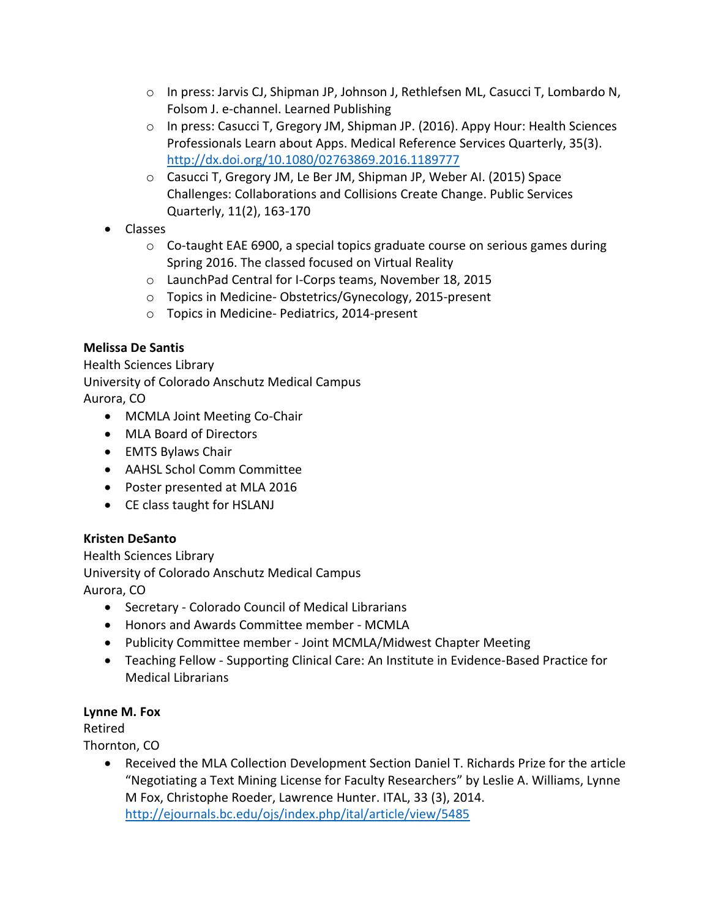- In press: Jarvis CJ, Shipman JP, Johnson J, Rethlefsen ML, Casucci T, Lombardo N, Folsom J. e-channel. Learned Publishing
  - In press: Casucci T, Gregory JM, Shipman JP. (2016). Appy Hour: Health Sciences Professionals Learn about Apps. Medical Reference Services Quarterly, 35(3). http://dx.doi.org/10.1080/02763869.2016.1189777
  - Casucci T, Gregory JM, Le Ber JM, Shipman JP, Weber AI. (2015) Space Challenges: Collaborations and Collisions Create Change. Public Services Quarterly, 11(2), 163-170
- Classes
  - Co-taught EAE 6900, a special topics graduate course on serious games during Spring 2016. The classed focused on Virtual Reality
  - LaunchPad Central for I-Corps teams, November 18, 2015
  - Topics in Medicine- Obstetrics/Gynecology, 2015-present
  - Topics in Medicine- Pediatrics, 2014-present

**Melissa De Santis**
Health Sciences Library
University of Colorado Anschutz Medical Campus
Aurora, CO

- MCMLA Joint Meeting Co-Chair
- MLA Board of Directors
- EMTS Bylaws Chair
- AAHSL Schol Comm Committee
- Poster presented at MLA 2016
- CE class taught for HSLANJ

**Kristen DeSanto**
Health Sciences Library
University of Colorado Anschutz Medical Campus
Aurora, CO

- Secretary - Colorado Council of Medical Librarians
- Honors and Awards Committee member - MCMLA
- Publicity Committee member - Joint MCMLA/Midwest Chapter Meeting
- Teaching Fellow - Supporting Clinical Care: An Institute in Evidence-Based Practice for Medical Librarians

**Lynne M. Fox**
Retired
Thornton, CO

- Received the MLA Collection Development Section Daniel T. Richards Prize for the article "Negotiating a Text Mining License for Faculty Researchers" by Leslie A. Williams, Lynne M Fox, Christophe Roeder, Lawrence Hunter. ITAL, 33 (3), 2014. http://ejournals.bc.edu/ojs/index.php/ital/article/view/5485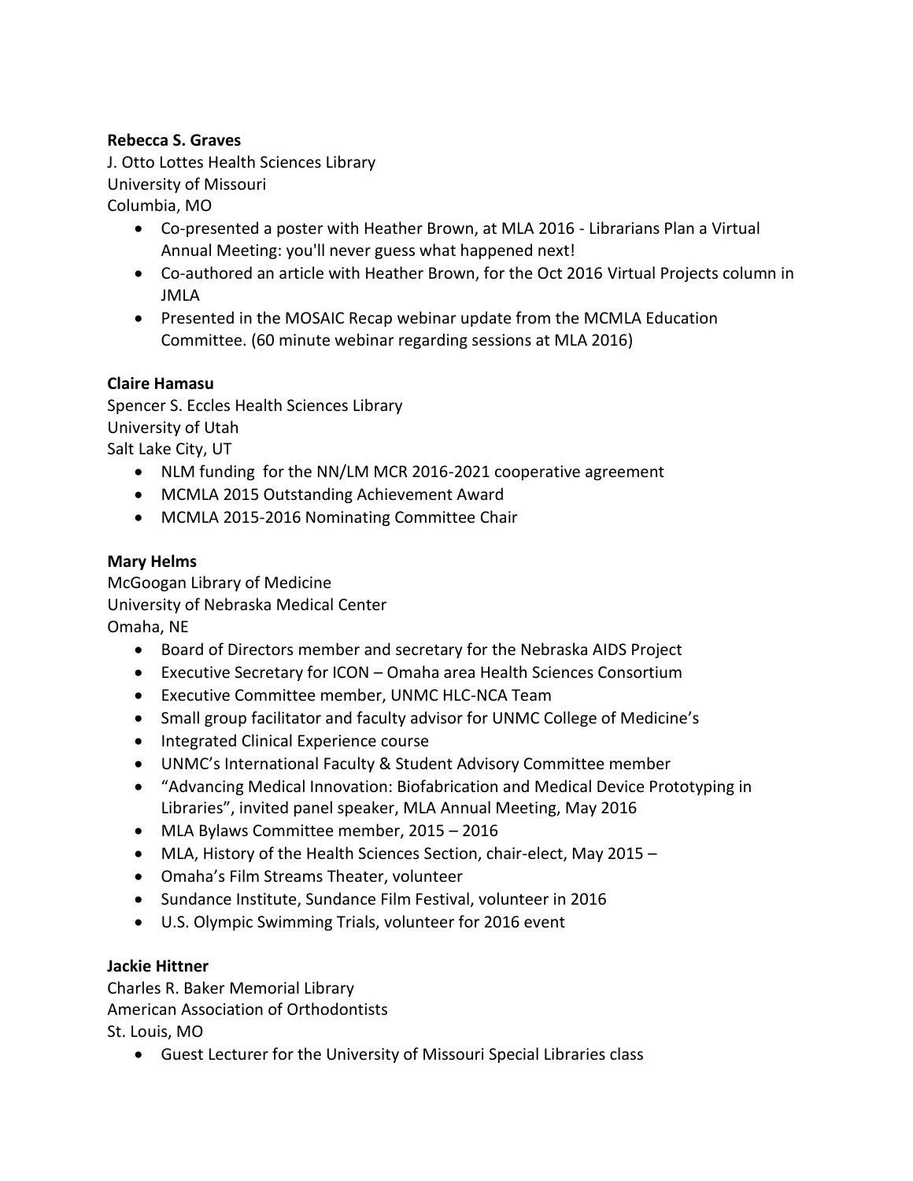**Rebecca S. Graves**

J. Otto Lottes Health Sciences Library
University of Missouri
Columbia, MO

- Co-presented a poster with Heather Brown, at MLA 2016 - Librarians Plan a Virtual Annual Meeting: you'll never guess what happened next!
- Co-authored an article with Heather Brown, for the Oct 2016 Virtual Projects column in JMLA
- Presented in the MOSAIC Recap webinar update from the MCMLA Education Committee. (60 minute webinar regarding sessions at MLA 2016)

**Claire Hamasu**

Spencer S. Eccles Health Sciences Library
University of Utah
Salt Lake City, UT

- NLM funding for the NN/LM MCR 2016-2021 cooperative agreement
- MCMLA 2015 Outstanding Achievement Award
- MCMLA 2015-2016 Nominating Committee Chair

**Mary Helms**

McGoogan Library of Medicine
University of Nebraska Medical Center
Omaha, NE

- Board of Directors member and secretary for the Nebraska AIDS Project
- Executive Secretary for ICON – Omaha area Health Sciences Consortium
- Executive Committee member, UNMC HLC-NCA Team
- Small group facilitator and faculty advisor for UNMC College of Medicine's
- Integrated Clinical Experience course
- UNMC's International Faculty & Student Advisory Committee member
- "Advancing Medical Innovation: Biofabrication and Medical Device Prototyping in Libraries", invited panel speaker, MLA Annual Meeting, May 2016
- MLA Bylaws Committee member, 2015 – 2016
- MLA, History of the Health Sciences Section, chair-elect, May 2015 –
- Omaha's Film Streams Theater, volunteer
- Sundance Institute, Sundance Film Festival, volunteer in 2016
- U.S. Olympic Swimming Trials, volunteer for 2016 event

**Jackie Hittner**

Charles R. Baker Memorial Library
American Association of Orthodontists
St. Louis, MO

- Guest Lecturer for the University of Missouri Special Libraries class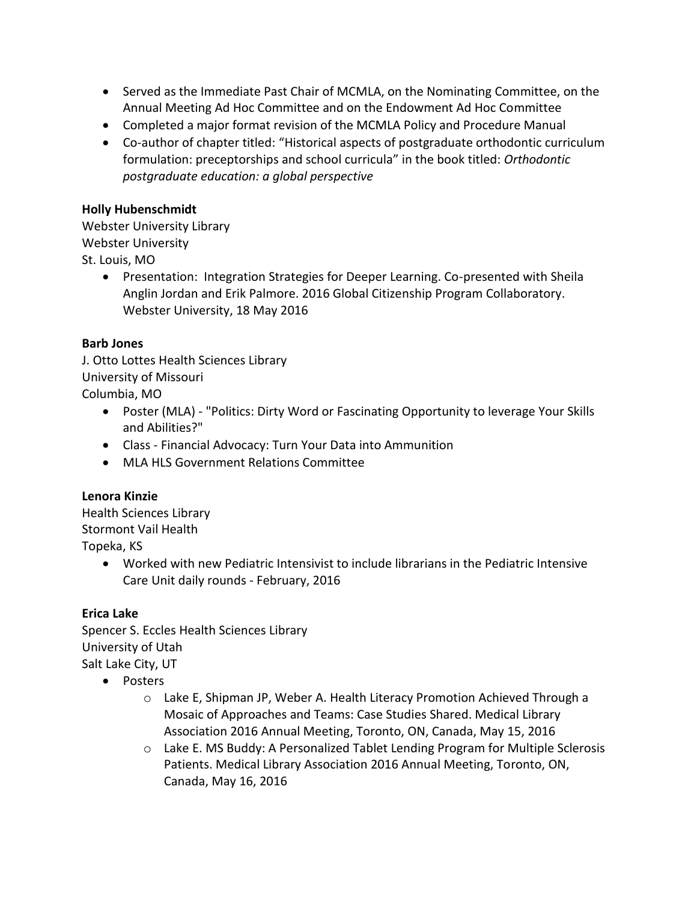- Served as the Immediate Past Chair of MCMLA, on the Nominating Committee, on the Annual Meeting Ad Hoc Committee and on the Endowment Ad Hoc Committee
- Completed a major format revision of the MCMLA Policy and Procedure Manual
- Co-author of chapter titled: "Historical aspects of postgraduate orthodontic curriculum formulation: preceptorships and school curricula" in the book titled: *Orthodontic postgraduate education: a global perspective*

**Holly Hubenschmidt**
Webster University Library
Webster University
St. Louis, MO

- Presentation: Integration Strategies for Deeper Learning. Co-presented with Sheila Anglin Jordan and Erik Palmore. 2016 Global Citizenship Program Collaboratory. Webster University, 18 May 2016

**Barb Jones**
J. Otto Lottes Health Sciences Library
University of Missouri
Columbia, MO

- Poster (MLA) - "Politics: Dirty Word or Fascinating Opportunity to leverage Your Skills and Abilities?"
- Class - Financial Advocacy: Turn Your Data into Ammunition
- MLA HLS Government Relations Committee

**Lenora Kinzie**
Health Sciences Library
Stormont Vail Health
Topeka, KS

- Worked with new Pediatric Intensivist to include librarians in the Pediatric Intensive Care Unit daily rounds - February, 2016

**Erica Lake**
Spencer S. Eccles Health Sciences Library
University of Utah
Salt Lake City, UT

- Posters
  - Lake E, Shipman JP, Weber A. Health Literacy Promotion Achieved Through a Mosaic of Approaches and Teams: Case Studies Shared. Medical Library Association 2016 Annual Meeting, Toronto, ON, Canada, May 15, 2016
  - Lake E. MS Buddy: A Personalized Tablet Lending Program for Multiple Sclerosis Patients. Medical Library Association 2016 Annual Meeting, Toronto, ON, Canada, May 16, 2016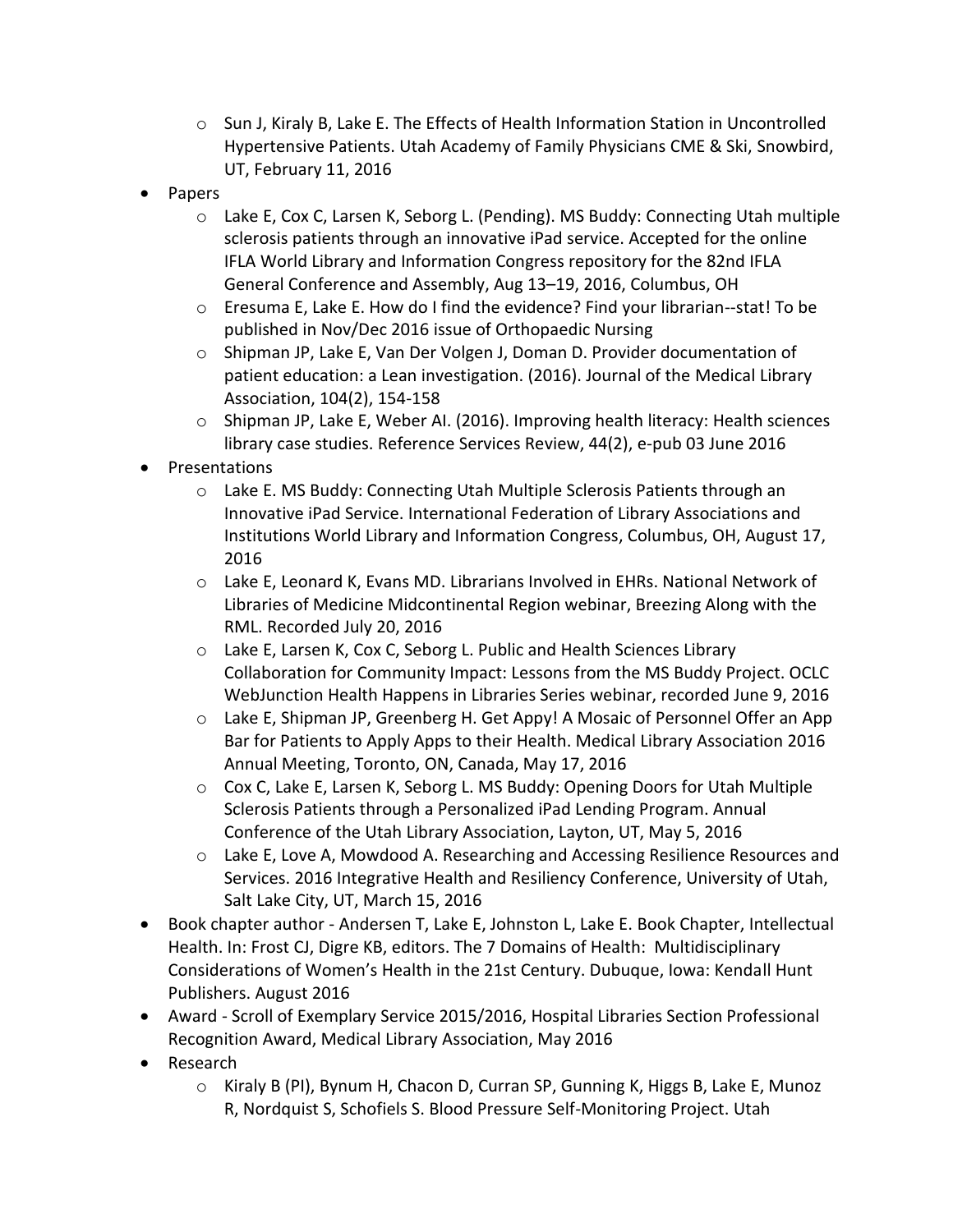- Sun J, Kiraly B, Lake E. The Effects of Health Information Station in Uncontrolled Hypertensive Patients. Utah Academy of Family Physicians CME & Ski, Snowbird, UT, February 11, 2016
- Papers
  - Lake E, Cox C, Larsen K, Seborg L. (Pending). MS Buddy: Connecting Utah multiple sclerosis patients through an innovative iPad service. Accepted for the online IFLA World Library and Information Congress repository for the 82nd IFLA General Conference and Assembly, Aug 13–19, 2016, Columbus, OH
  - Eresuma E, Lake E. How do I find the evidence? Find your librarian--stat! To be published in Nov/Dec 2016 issue of Orthopaedic Nursing
  - Shipman JP, Lake E, Van Der Volgen J, Doman D. Provider documentation of patient education: a Lean investigation. (2016). Journal of the Medical Library Association, 104(2), 154-158
  - Shipman JP, Lake E, Weber AI. (2016). Improving health literacy: Health sciences library case studies. Reference Services Review, 44(2), e-pub 03 June 2016
- Presentations
  - Lake E. MS Buddy: Connecting Utah Multiple Sclerosis Patients through an Innovative iPad Service. International Federation of Library Associations and Institutions World Library and Information Congress, Columbus, OH, August 17, 2016
  - Lake E, Leonard K, Evans MD. Librarians Involved in EHRs. National Network of Libraries of Medicine Midcontinental Region webinar, Breezing Along with the RML. Recorded July 20, 2016
  - Lake E, Larsen K, Cox C, Seborg L. Public and Health Sciences Library Collaboration for Community Impact: Lessons from the MS Buddy Project. OCLC WebJunction Health Happens in Libraries Series webinar, recorded June 9, 2016
  - Lake E, Shipman JP, Greenberg H. Get Appy! A Mosaic of Personnel Offer an App Bar for Patients to Apply Apps to their Health. Medical Library Association 2016 Annual Meeting, Toronto, ON, Canada, May 17, 2016
  - Cox C, Lake E, Larsen K, Seborg L. MS Buddy: Opening Doors for Utah Multiple Sclerosis Patients through a Personalized iPad Lending Program. Annual Conference of the Utah Library Association, Layton, UT, May 5, 2016
  - Lake E, Love A, Mowdood A. Researching and Accessing Resilience Resources and Services. 2016 Integrative Health and Resiliency Conference, University of Utah, Salt Lake City, UT, March 15, 2016
- Book chapter author - Andersen T, Lake E, Johnston L, Lake E. Book Chapter, Intellectual Health. In: Frost CJ, Digre KB, editors. The 7 Domains of Health: Multidisciplinary Considerations of Women's Health in the 21st Century. Dubuque, Iowa: Kendall Hunt Publishers. August 2016
- Award - Scroll of Exemplary Service 2015/2016, Hospital Libraries Section Professional Recognition Award, Medical Library Association, May 2016
- Research
  - Kiraly B (PI), Bynum H, Chacon D, Curran SP, Gunning K, Higgs B, Lake E, Munoz R, Nordquist S, Schofiels S. Blood Pressure Self-Monitoring Project. Utah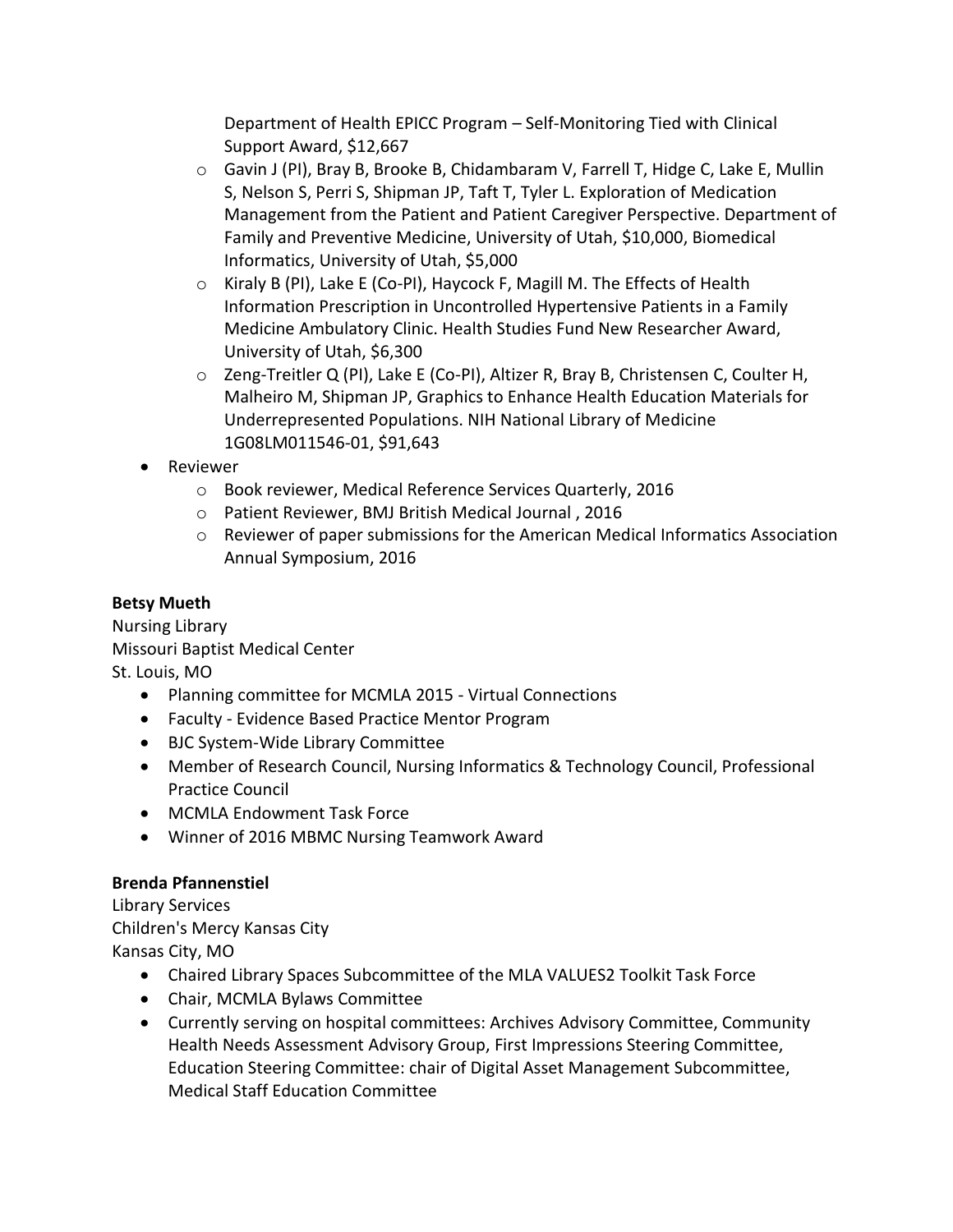Department of Health EPICC Program – Self-Monitoring Tied with Clinical Support Award, $12,667
  - Gavin J (PI), Bray B, Brooke B, Chidambaram V, Farrell T, Hidge C, Lake E, Mullin S, Nelson S, Perri S, Shipman JP, Taft T, Tyler L. Exploration of Medication Management from the Patient and Patient Caregiver Perspective. Department of Family and Preventive Medicine, University of Utah, $10,000, Biomedical Informatics, University of Utah, $5,000
  - Kiraly B (PI), Lake E (Co-PI), Haycock F, Magill M. The Effects of Health Information Prescription in Uncontrolled Hypertensive Patients in a Family Medicine Ambulatory Clinic. Health Studies Fund New Researcher Award, University of Utah, $6,300
  - Zeng-Treitler Q (PI), Lake E (Co-PI), Altizer R, Bray B, Christensen C, Coulter H, Malheiro M, Shipman JP, Graphics to Enhance Health Education Materials for Underrepresented Populations. NIH National Library of Medicine 1G08LM011546-01, $91,643
- Reviewer
  - Book reviewer, Medical Reference Services Quarterly, 2016
  - Patient Reviewer, BMJ British Medical Journal , 2016
  - Reviewer of paper submissions for the American Medical Informatics Association Annual Symposium, 2016

**Betsy Mueth**
Nursing Library
Missouri Baptist Medical Center
St. Louis, MO

- Planning committee for MCMLA 2015 - Virtual Connections
- Faculty - Evidence Based Practice Mentor Program
- BJC System-Wide Library Committee
- Member of Research Council, Nursing Informatics & Technology Council, Professional Practice Council
- MCMLA Endowment Task Force
- Winner of 2016 MBMC Nursing Teamwork Award

**Brenda Pfannenstiel**
Library Services
Children's Mercy Kansas City
Kansas City, MO

- Chaired Library Spaces Subcommittee of the MLA VALUES2 Toolkit Task Force
- Chair, MCMLA Bylaws Committee
- Currently serving on hospital committees: Archives Advisory Committee, Community Health Needs Assessment Advisory Group, First Impressions Steering Committee, Education Steering Committee: chair of Digital Asset Management Subcommittee, Medical Staff Education Committee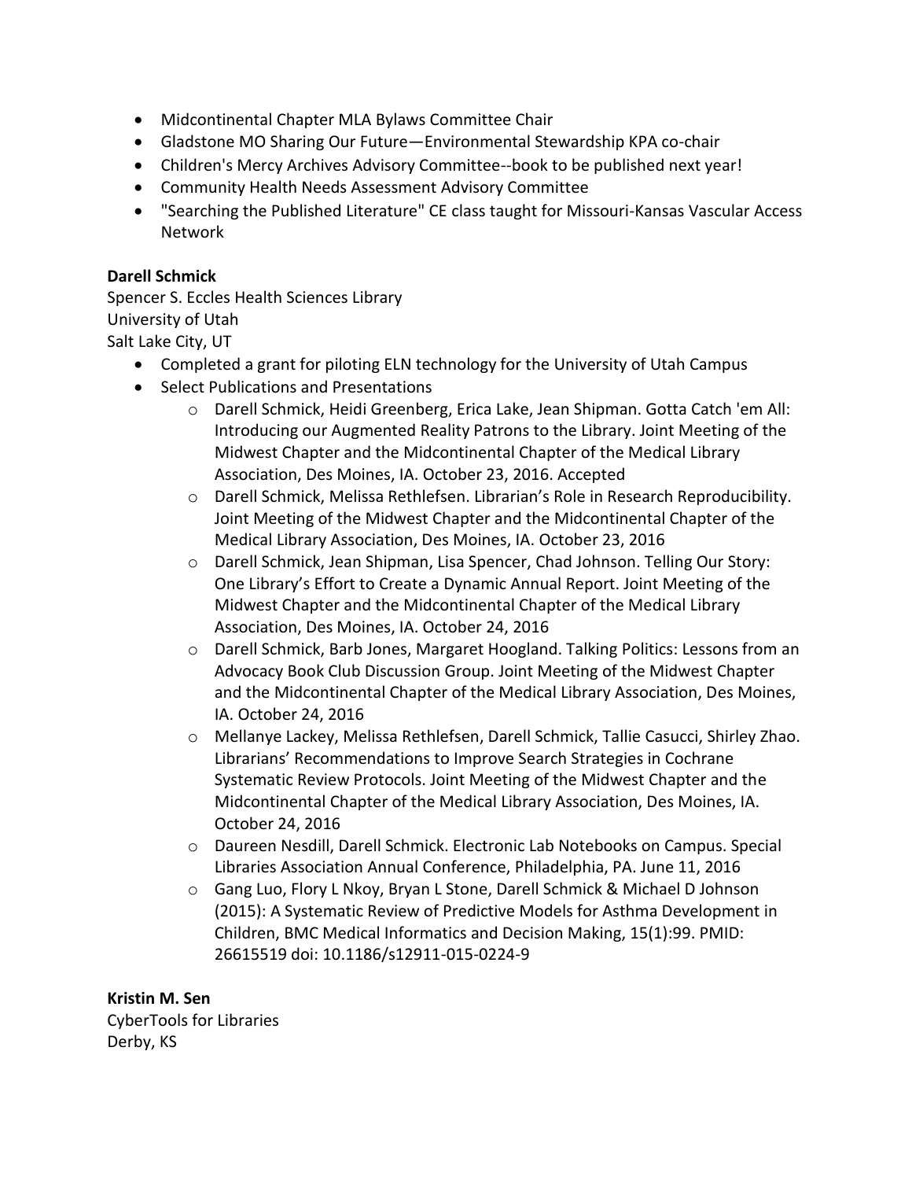- Midcontinental Chapter MLA Bylaws Committee Chair
- Gladstone MO Sharing Our Future—Environmental Stewardship KPA co-chair
- Children's Mercy Archives Advisory Committee--book to be published next year!
- Community Health Needs Assessment Advisory Committee
- "Searching the Published Literature" CE class taught for Missouri-Kansas Vascular Access Network

**Darell Schmick**
Spencer S. Eccles Health Sciences Library
University of Utah
Salt Lake City, UT

- Completed a grant for piloting ELN technology for the University of Utah Campus
- Select Publications and Presentations
    - Darell Schmick, Heidi Greenberg, Erica Lake, Jean Shipman. Gotta Catch 'em All: Introducing our Augmented Reality Patrons to the Library. Joint Meeting of the Midwest Chapter and the Midcontinental Chapter of the Medical Library Association, Des Moines, IA. October 23, 2016. Accepted
    - Darell Schmick, Melissa Rethlefsen. Librarian's Role in Research Reproducibility. Joint Meeting of the Midwest Chapter and the Midcontinental Chapter of the Medical Library Association, Des Moines, IA. October 23, 2016
    - Darell Schmick, Jean Shipman, Lisa Spencer, Chad Johnson. Telling Our Story: One Library's Effort to Create a Dynamic Annual Report. Joint Meeting of the Midwest Chapter and the Midcontinental Chapter of the Medical Library Association, Des Moines, IA. October 24, 2016
    - Darell Schmick, Barb Jones, Margaret Hoogland. Talking Politics: Lessons from an Advocacy Book Club Discussion Group. Joint Meeting of the Midwest Chapter and the Midcontinental Chapter of the Medical Library Association, Des Moines, IA. October 24, 2016
    - Mellanye Lackey, Melissa Rethlefsen, Darell Schmick, Tallie Casucci, Shirley Zhao. Librarians' Recommendations to Improve Search Strategies in Cochrane Systematic Review Protocols. Joint Meeting of the Midwest Chapter and the Midcontinental Chapter of the Medical Library Association, Des Moines, IA. October 24, 2016
    - Daureen Nesdill, Darell Schmick. Electronic Lab Notebooks on Campus. Special Libraries Association Annual Conference, Philadelphia, PA. June 11, 2016
    - Gang Luo, Flory L Nkoy, Bryan L Stone, Darell Schmick & Michael D Johnson (2015): A Systematic Review of Predictive Models for Asthma Development in Children, BMC Medical Informatics and Decision Making, 15(1):99. PMID: 26615519 doi: 10.1186/s12911-015-0224-9

**Kristin M. Sen**
CyberTools for Libraries
Derby, KS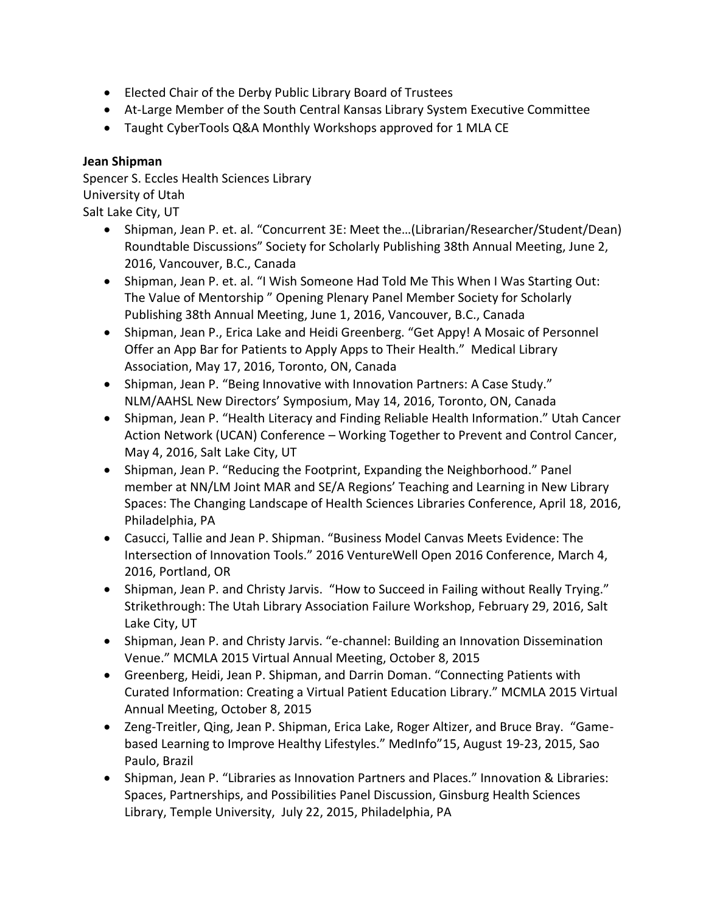- Elected Chair of the Derby Public Library Board of Trustees
- At-Large Member of the South Central Kansas Library System Executive Committee
- Taught CyberTools Q&A Monthly Workshops approved for 1 MLA CE

**Jean Shipman**
Spencer S. Eccles Health Sciences Library
University of Utah
Salt Lake City, UT

- Shipman, Jean P. et. al. "Concurrent 3E: Meet the…(Librarian/Researcher/Student/Dean) Roundtable Discussions" Society for Scholarly Publishing 38th Annual Meeting, June 2, 2016, Vancouver, B.C., Canada
- Shipman, Jean P. et. al. "I Wish Someone Had Told Me This When I Was Starting Out: The Value of Mentorship " Opening Plenary Panel Member Society for Scholarly Publishing 38th Annual Meeting, June 1, 2016, Vancouver, B.C., Canada
- Shipman, Jean P., Erica Lake and Heidi Greenberg. "Get Appy! A Mosaic of Personnel Offer an App Bar for Patients to Apply Apps to Their Health." Medical Library Association, May 17, 2016, Toronto, ON, Canada
- Shipman, Jean P. "Being Innovative with Innovation Partners: A Case Study." NLM/AAHSL New Directors' Symposium, May 14, 2016, Toronto, ON, Canada
- Shipman, Jean P. "Health Literacy and Finding Reliable Health Information." Utah Cancer Action Network (UCAN) Conference – Working Together to Prevent and Control Cancer, May 4, 2016, Salt Lake City, UT
- Shipman, Jean P. "Reducing the Footprint, Expanding the Neighborhood." Panel member at NN/LM Joint MAR and SE/A Regions' Teaching and Learning in New Library Spaces: The Changing Landscape of Health Sciences Libraries Conference, April 18, 2016, Philadelphia, PA
- Casucci, Tallie and Jean P. Shipman. "Business Model Canvas Meets Evidence: The Intersection of Innovation Tools." 2016 VentureWell Open 2016 Conference, March 4, 2016, Portland, OR
- Shipman, Jean P. and Christy Jarvis. "How to Succeed in Failing without Really Trying." Strikethrough: The Utah Library Association Failure Workshop, February 29, 2016, Salt Lake City, UT
- Shipman, Jean P. and Christy Jarvis. "e-channel: Building an Innovation Dissemination Venue." MCMLA 2015 Virtual Annual Meeting, October 8, 2015
- Greenberg, Heidi, Jean P. Shipman, and Darrin Doman. "Connecting Patients with Curated Information: Creating a Virtual Patient Education Library." MCMLA 2015 Virtual Annual Meeting, October 8, 2015
- Zeng-Treitler, Qing, Jean P. Shipman, Erica Lake, Roger Altizer, and Bruce Bray. "Game-based Learning to Improve Healthy Lifestyles." MedInfo"15, August 19-23, 2015, Sao Paulo, Brazil
- Shipman, Jean P. "Libraries as Innovation Partners and Places." Innovation & Libraries: Spaces, Partnerships, and Possibilities Panel Discussion, Ginsburg Health Sciences Library, Temple University, July 22, 2015, Philadelphia, PA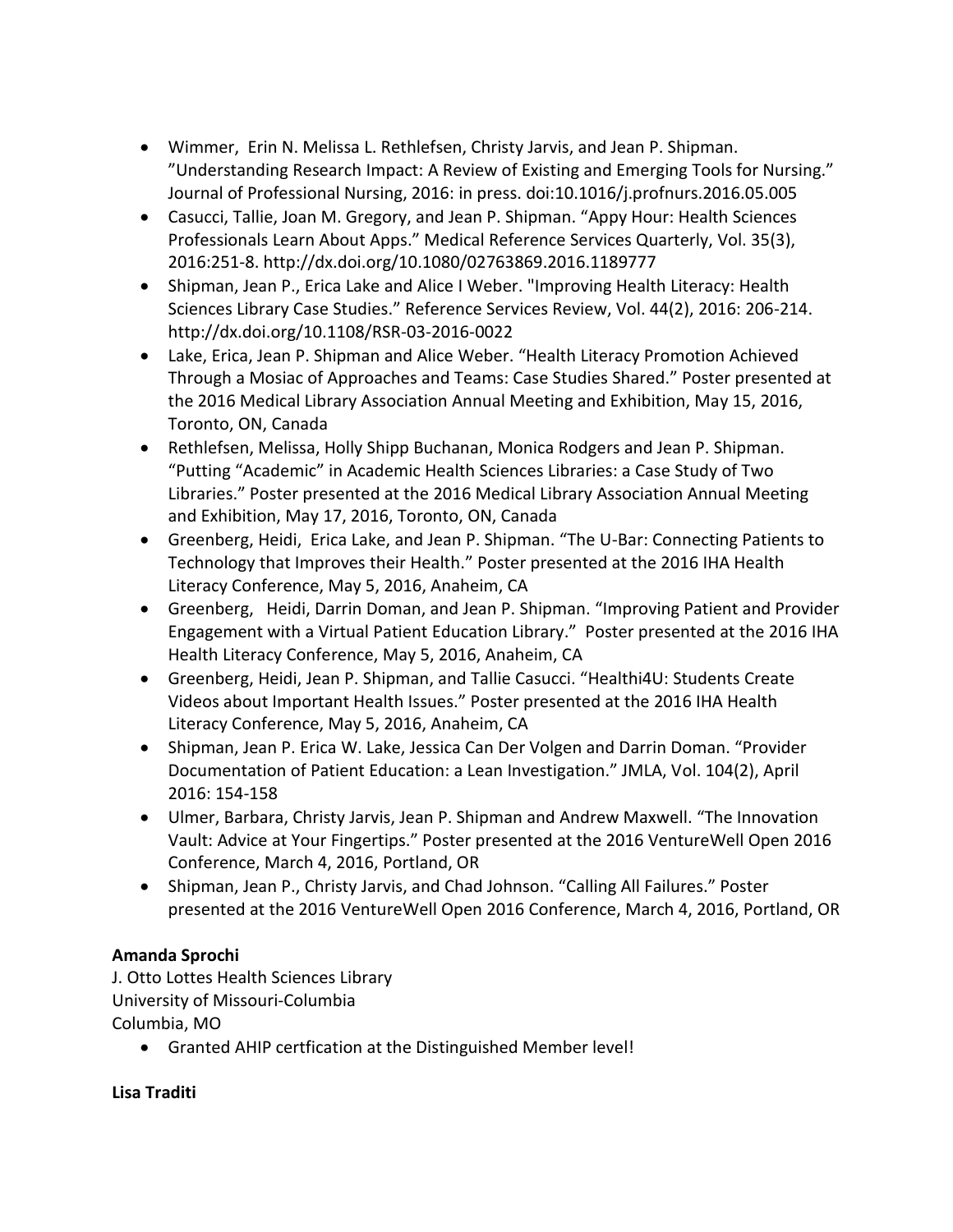- Wimmer, Erin N. Melissa L. Rethlefsen, Christy Jarvis, and Jean P. Shipman. "Understanding Research Impact: A Review of Existing and Emerging Tools for Nursing." Journal of Professional Nursing, 2016: in press. doi:10.1016/j.profnurs.2016.05.005
- Casucci, Tallie, Joan M. Gregory, and Jean P. Shipman. "Appy Hour: Health Sciences Professionals Learn About Apps." Medical Reference Services Quarterly, Vol. 35(3), 2016:251-8. http://dx.doi.org/10.1080/02763869.2016.1189777
- Shipman, Jean P., Erica Lake and Alice I Weber. "Improving Health Literacy: Health Sciences Library Case Studies." Reference Services Review, Vol. 44(2), 2016: 206-214. http://dx.doi.org/10.1108/RSR-03-2016-0022
- Lake, Erica, Jean P. Shipman and Alice Weber. "Health Literacy Promotion Achieved Through a Mosiac of Approaches and Teams: Case Studies Shared." Poster presented at the 2016 Medical Library Association Annual Meeting and Exhibition, May 15, 2016, Toronto, ON, Canada
- Rethlefsen, Melissa, Holly Shipp Buchanan, Monica Rodgers and Jean P. Shipman. "Putting "Academic" in Academic Health Sciences Libraries: a Case Study of Two Libraries." Poster presented at the 2016 Medical Library Association Annual Meeting and Exhibition, May 17, 2016, Toronto, ON, Canada
- Greenberg, Heidi, Erica Lake, and Jean P. Shipman. "The U-Bar: Connecting Patients to Technology that Improves their Health." Poster presented at the 2016 IHA Health Literacy Conference, May 5, 2016, Anaheim, CA
- Greenberg, Heidi, Darrin Doman, and Jean P. Shipman. "Improving Patient and Provider Engagement with a Virtual Patient Education Library." Poster presented at the 2016 IHA Health Literacy Conference, May 5, 2016, Anaheim, CA
- Greenberg, Heidi, Jean P. Shipman, and Tallie Casucci. "Healthi4U: Students Create Videos about Important Health Issues." Poster presented at the 2016 IHA Health Literacy Conference, May 5, 2016, Anaheim, CA
- Shipman, Jean P. Erica W. Lake, Jessica Can Der Volgen and Darrin Doman. "Provider Documentation of Patient Education: a Lean Investigation." JMLA, Vol. 104(2), April 2016: 154-158
- Ulmer, Barbara, Christy Jarvis, Jean P. Shipman and Andrew Maxwell. "The Innovation Vault: Advice at Your Fingertips." Poster presented at the 2016 VentureWell Open 2016 Conference, March 4, 2016, Portland, OR
- Shipman, Jean P., Christy Jarvis, and Chad Johnson. "Calling All Failures." Poster presented at the 2016 VentureWell Open 2016 Conference, March 4, 2016, Portland, OR

**Amanda Sprochi**
J. Otto Lottes Health Sciences Library
University of Missouri-Columbia
Columbia, MO

- Granted AHIP certfication at the Distinguished Member level!

**Lisa Traditi**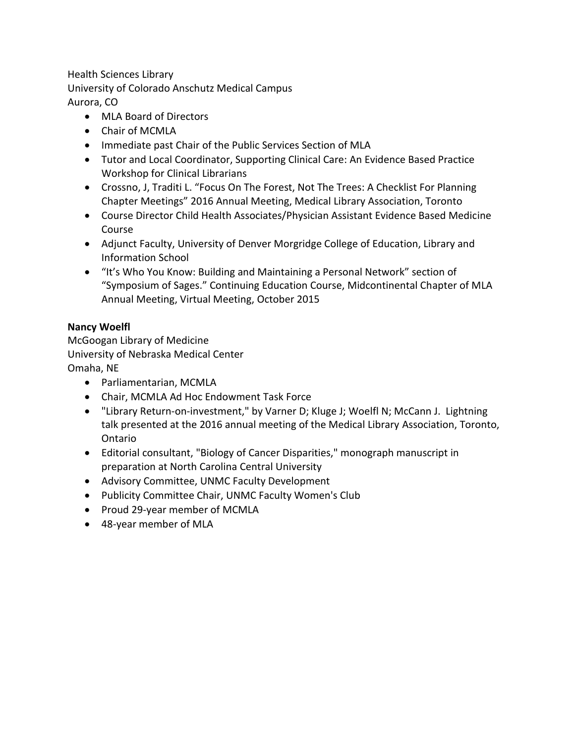Health Sciences Library
University of Colorado Anschutz Medical Campus
Aurora, CO

- MLA Board of Directors
- Chair of MCMLA
- Immediate past Chair of the Public Services Section of MLA
- Tutor and Local Coordinator, Supporting Clinical Care: An Evidence Based Practice Workshop for Clinical Librarians
- Crossno, J, Traditi L. “Focus On The Forest, Not The Trees: A Checklist For Planning Chapter Meetings” 2016 Annual Meeting, Medical Library Association, Toronto
- Course Director Child Health Associates/Physician Assistant Evidence Based Medicine Course
- Adjunct Faculty, University of Denver Morgridge College of Education, Library and Information School
- “It’s Who You Know: Building and Maintaining a Personal Network” section of “Symposium of Sages.” Continuing Education Course, Midcontinental Chapter of MLA Annual Meeting, Virtual Meeting, October 2015

**Nancy Woelfl**
McGoogan Library of Medicine
University of Nebraska Medical Center
Omaha, NE

- Parliamentarian, MCMLA
- Chair, MCMLA Ad Hoc Endowment Task Force
- "Library Return-on-investment," by Varner D; Kluge J; Woelfl N; McCann J. Lightning talk presented at the 2016 annual meeting of the Medical Library Association, Toronto, Ontario
- Editorial consultant, "Biology of Cancer Disparities," monograph manuscript in preparation at North Carolina Central University
- Advisory Committee, UNMC Faculty Development
- Publicity Committee Chair, UNMC Faculty Women's Club
- Proud 29-year member of MCMLA
- 48-year member of MLA